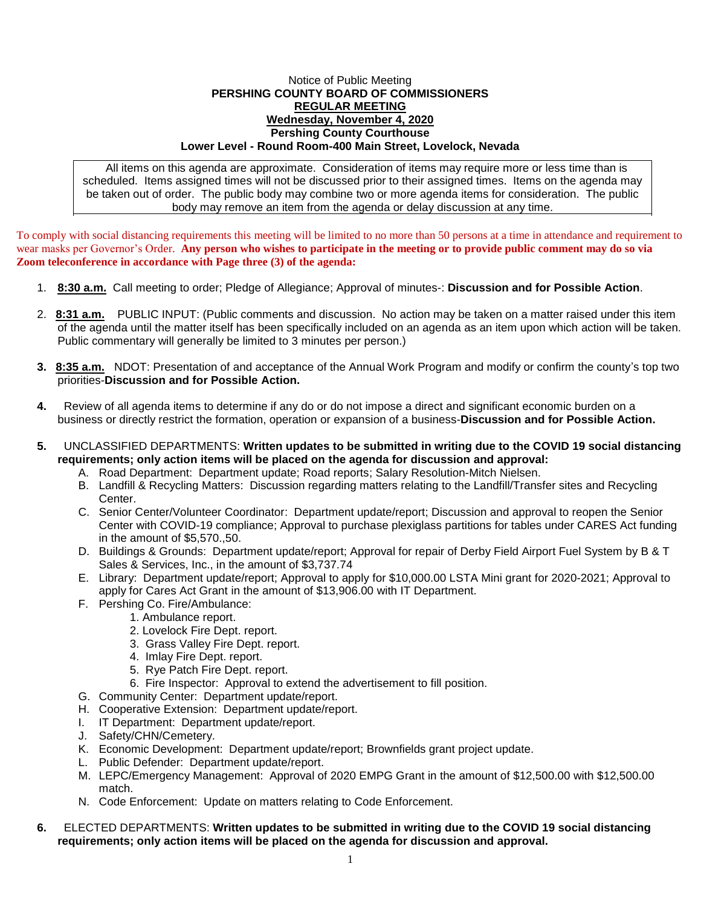Notice of Public Meeting

**PERSHING COUNTY BOARD OF COMMISSIONERS**

**REGULAR MEETING**

**Wednesday, November 4, 2020**

**Pershing County Courthouse**

**Lower Level - Round Room-400 Main Street, Lovelock, Nevada**

> All items on this agenda are approximate. Consideration of items may require more or less time than is scheduled. Items assigned times will not be discussed prior to their assigned times. Items on the agenda may be taken out of order. The public body may combine two or more agenda items for consideration. The public body may remove an item from the agenda or delay discussion at any time.

To comply with social distancing requirements this meeting will be limited to no more than 50 persons at a time in attendance and requirement to wear masks per Governor's Order. **Any person who wishes to participate in the meeting or to provide public comment may do so via Zoom teleconference in accordance with Page three (3) of the agenda:**

1. **8:30 a.m.** Call meeting to order; Pledge of Allegiance; Approval of minutes-: **Discussion and for Possible Action**.

2. **8:31 a.m.** PUBLIC INPUT: (Public comments and discussion. No action may be taken on a matter raised under this item of the agenda until the matter itself has been specifically included on an agenda as an item upon which action will be taken. Public commentary will generally be limited to 3 minutes per person.)

3. **8:35 a.m.** NDOT: Presentation of and acceptance of the Annual Work Program and modify or confirm the county's top two priorities-**Discussion and for Possible Action.**

4. Review of all agenda items to determine if any do or do not impose a direct and significant economic burden on a business or directly restrict the formation, operation or expansion of a business-**Discussion and for Possible Action.**

5. UNCLASSIFIED DEPARTMENTS: **Written updates to be submitted in writing due to the COVID 19 social distancing requirements; only action items will be placed on the agenda for discussion and approval:**
   - A. Road Department: Department update; Road reports; Salary Resolution-Mitch Nielsen.
   - B. Landfill & Recycling Matters: Discussion regarding matters relating to the Landfill/Transfer sites and Recycling Center.
   - C. Senior Center/Volunteer Coordinator: Department update/report; Discussion and approval to reopen the Senior Center with COVID-19 compliance; Approval to purchase plexiglass partitions for tables under CARES Act funding in the amount of $5,570.,50.
   - D. Buildings & Grounds: Department update/report; Approval for repair of Derby Field Airport Fuel System by B & T Sales & Services, Inc., in the amount of $3,737.74
   - E. Library: Department update/report; Approval to apply for $10,000.00 LSTA Mini grant for 2020-2021; Approval to apply for Cares Act Grant in the amount of $13,906.00 with IT Department.
   - F. Pershing Co. Fire/Ambulance:
     1. Ambulance report.
     2. Lovelock Fire Dept. report.
     3. Grass Valley Fire Dept. report.
     4. Imlay Fire Dept. report.
     5. Rye Patch Fire Dept. report.
     6. Fire Inspector: Approval to extend the advertisement to fill position.
   - G. Community Center: Department update/report.
   - H. Cooperative Extension: Department update/report.
   - I. IT Department: Department update/report.
   - J. Safety/CHN/Cemetery.
   - K. Economic Development: Department update/report; Brownfields grant project update.
   - L. Public Defender: Department update/report.
   - M. LEPC/Emergency Management: Approval of 2020 EMPG Grant in the amount of $12,500.00 with $12,500.00 match.
   - N. Code Enforcement: Update on matters relating to Code Enforcement.

6. ELECTED DEPARTMENTS: **Written updates to be submitted in writing due to the COVID 19 social distancing requirements; only action items will be placed on the agenda for discussion and approval.**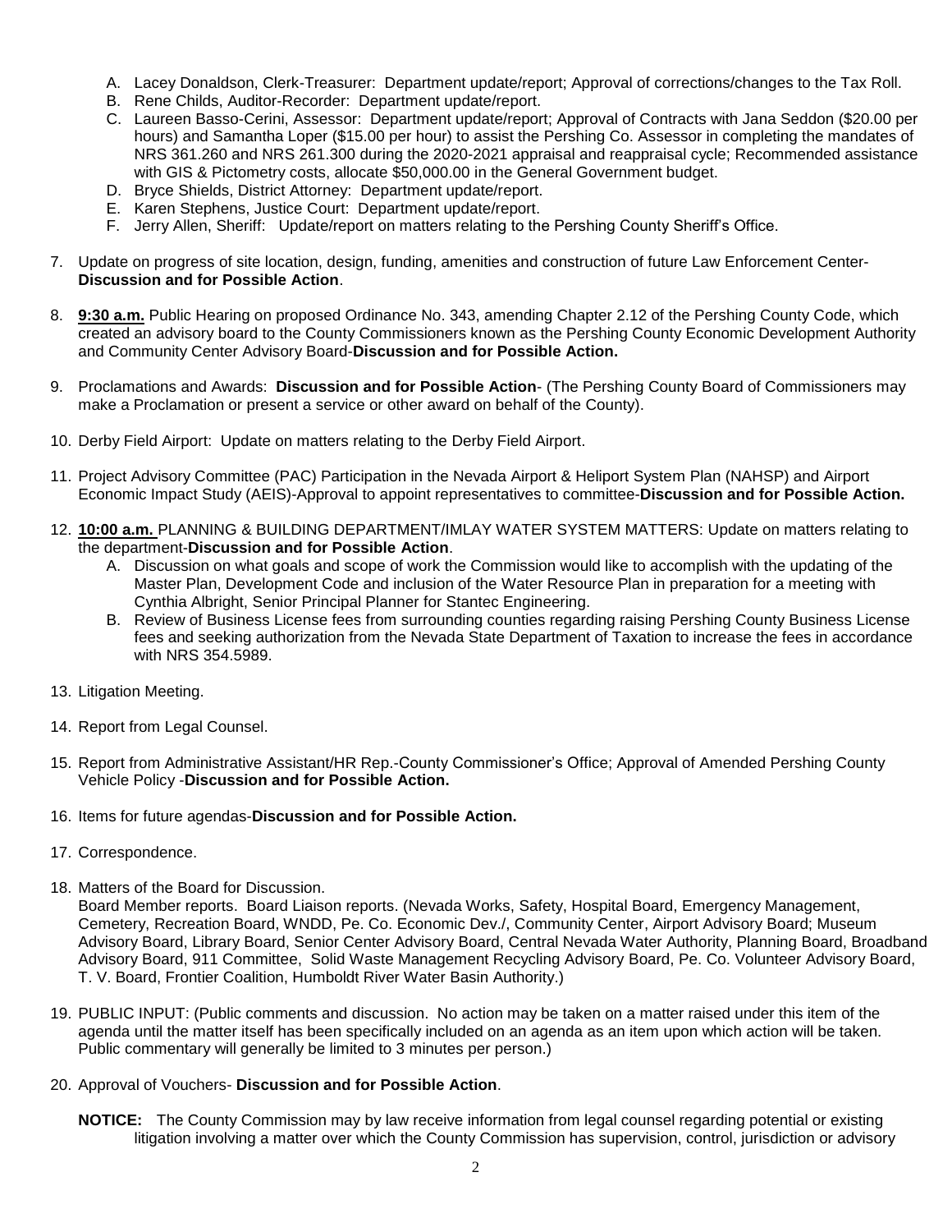A. Lacey Donaldson, Clerk-Treasurer: Department update/report; Approval of corrections/changes to the Tax Roll.
B. Rene Childs, Auditor-Recorder: Department update/report.
C. Laureen Basso-Cerini, Assessor: Department update/report; Approval of Contracts with Jana Seddon ($20.00 per hours) and Samantha Loper ($15.00 per hour) to assist the Pershing Co. Assessor in completing the mandates of NRS 361.260 and NRS 261.300 during the 2020-2021 appraisal and reappraisal cycle; Recommended assistance with GIS & Pictometry costs, allocate $50,000.00 in the General Government budget.
D. Bryce Shields, District Attorney: Department update/report.
E. Karen Stephens, Justice Court: Department update/report.
F. Jerry Allen, Sheriff: Update/report on matters relating to the Pershing County Sheriff's Office.

7. Update on progress of site location, design, funding, amenities and construction of future Law Enforcement Center-**Discussion and for Possible Action**.

8. **9:30 a.m.** Public Hearing on proposed Ordinance No. 343, amending Chapter 2.12 of the Pershing County Code, which created an advisory board to the County Commissioners known as the Pershing County Economic Development Authority and Community Center Advisory Board-**Discussion and for Possible Action.**

9. Proclamations and Awards: **Discussion and for Possible Action**- (The Pershing County Board of Commissioners may make a Proclamation or present a service or other award on behalf of the County).

10. Derby Field Airport: Update on matters relating to the Derby Field Airport.

11. Project Advisory Committee (PAC) Participation in the Nevada Airport & Heliport System Plan (NAHSP) and Airport Economic Impact Study (AEIS)-Approval to appoint representatives to committee-**Discussion and for Possible Action.**

12. **10:00 a.m.** PLANNING & BUILDING DEPARTMENT/IMLAY WATER SYSTEM MATTERS: Update on matters relating to the department-**Discussion and for Possible Action**.
    A. Discussion on what goals and scope of work the Commission would like to accomplish with the updating of the Master Plan, Development Code and inclusion of the Water Resource Plan in preparation for a meeting with Cynthia Albright, Senior Principal Planner for Stantec Engineering.
    B. Review of Business License fees from surrounding counties regarding raising Pershing County Business License fees and seeking authorization from the Nevada State Department of Taxation to increase the fees in accordance with NRS 354.5989.

13. Litigation Meeting.

14. Report from Legal Counsel.

15. Report from Administrative Assistant/HR Rep.-County Commissioner's Office; Approval of Amended Pershing County Vehicle Policy -**Discussion and for Possible Action.**

16. Items for future agendas-**Discussion and for Possible Action.**

17. Correspondence.

18. Matters of the Board for Discussion.
    Board Member reports. Board Liaison reports. (Nevada Works, Safety, Hospital Board, Emergency Management, Cemetery, Recreation Board, WNDD, Pe. Co. Economic Dev./, Community Center, Airport Advisory Board; Museum Advisory Board, Library Board, Senior Center Advisory Board, Central Nevada Water Authority, Planning Board, Broadband Advisory Board, 911 Committee, Solid Waste Management Recycling Advisory Board, Pe. Co. Volunteer Advisory Board, T. V. Board, Frontier Coalition, Humboldt River Water Basin Authority.)

19. PUBLIC INPUT: (Public comments and discussion. No action may be taken on a matter raised under this item of the agenda until the matter itself has been specifically included on an agenda as an item upon which action will be taken. Public commentary will generally be limited to 3 minutes per person.)

20. Approval of Vouchers- **Discussion and for Possible Action**.

**NOTICE:** The County Commission may by law receive information from legal counsel regarding potential or existing litigation involving a matter over which the County Commission has supervision, control, jurisdiction or advisory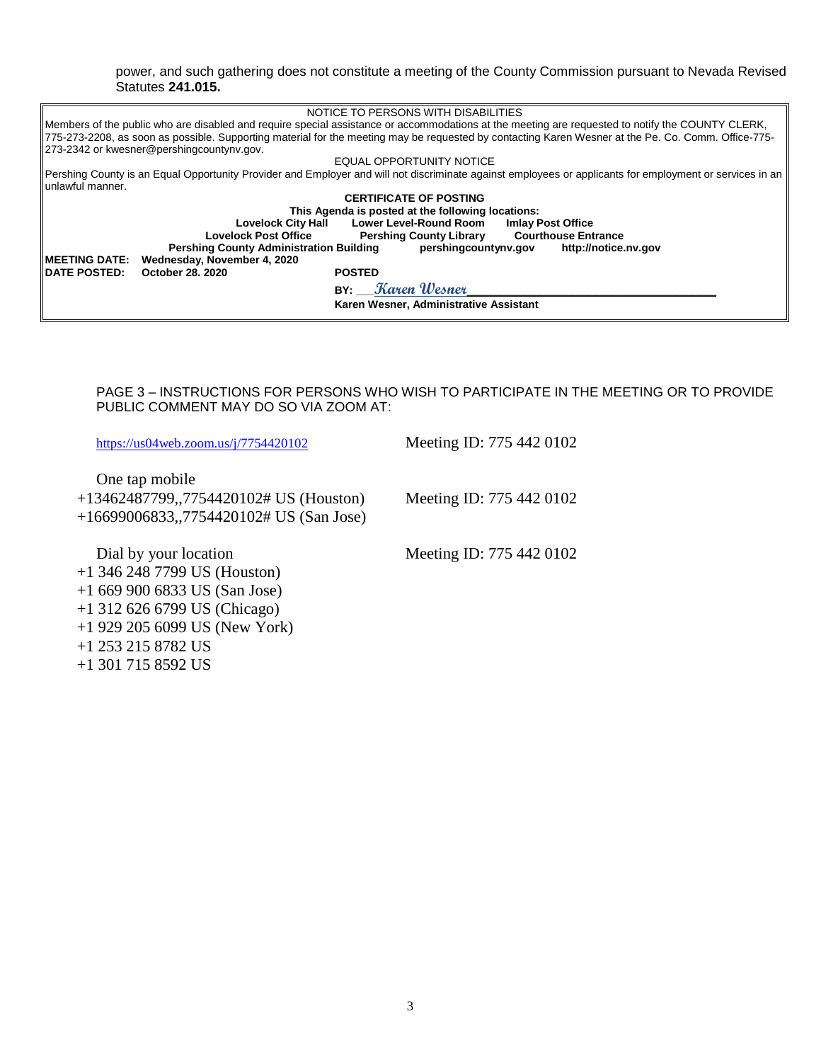power, and such gathering does not constitute a meeting of the County Commission pursuant to Nevada Revised Statutes **241.015.**

NOTICE TO PERSONS WITH DISABILITIES

Members of the public who are disabled and require special assistance or accommodations at the meeting are requested to notify the COUNTY CLERK, 775-273-2208, as soon as possible. Supporting material for the meeting may be requested by contacting Karen Wesner at the Pe. Co. Comm. Office-775-273-2342 or kwesner@pershingcountynv.gov.

EQUAL OPPORTUNITY NOTICE

Pershing County is an Equal Opportunity Provider and Employer and will not discriminate against employees or applicants for employment or services in an unlawful manner.

**CERTIFICATE OF POSTING**

**This Agenda is posted at the following locations:**

**Lovelock City Hall　　Lower Level-Round Room　　Imlay Post Office**

**Lovelock Post Office　　Pershing County Library　　Courthouse Entrance**

**Pershing County Administration Building　　pershingcountynv.gov　　http://notice.nv.gov**

**MEETING DATE:** **Wednesday, November 4, 2020**

**DATE POSTED:** **October 28. 2020**　　**POSTED**

**BY:** *Karen Wesner*

**Karen Wesner, Administrative Assistant**

PAGE 3 – INSTRUCTIONS FOR PERSONS WHO WISH TO PARTICIPATE IN THE MEETING OR TO PROVIDE PUBLIC COMMENT MAY DO SO VIA ZOOM AT:

https://us04web.zoom.us/j/7754420102　　Meeting ID: 775 442 0102

One tap mobile

+13462487799,,7754420102# US (Houston)　　Meeting ID: 775 442 0102

+16699006833,,7754420102# US (San Jose)

Dial by your location　　Meeting ID: 775 442 0102

+1 346 248 7799 US (Houston)

+1 669 900 6833 US (San Jose)

+1 312 626 6799 US (Chicago)

+1 929 205 6099 US (New York)

+1 253 215 8782 US

+1 301 715 8592 US